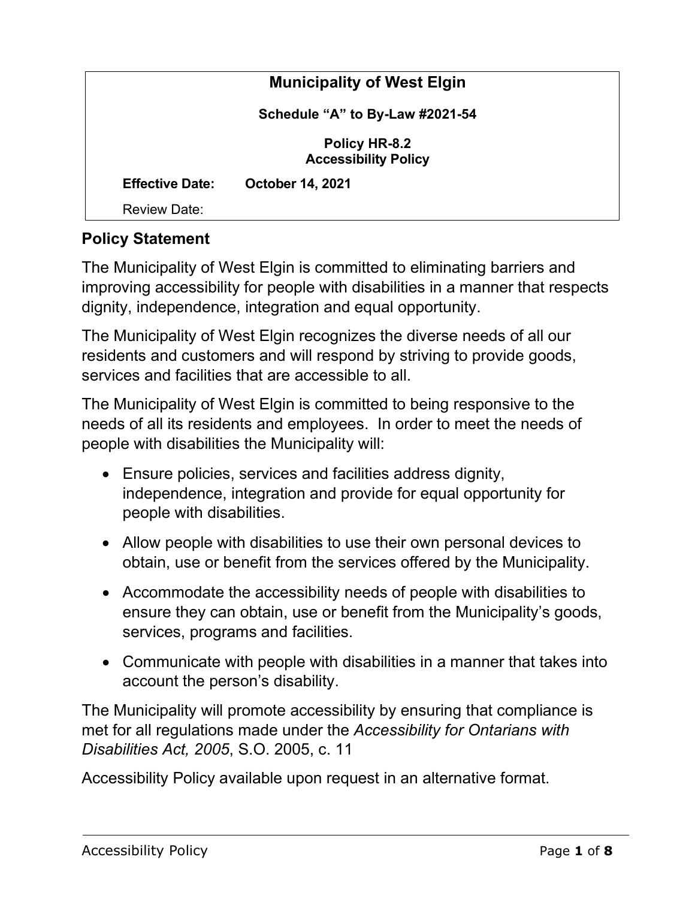**Municipality of West Elgin**

**Schedule "A" to By-Law #2021-54**

**Policy HR-8.2**
**Accessibility Policy**

**Effective Date:** **October 14, 2021**

Review Date:

## Policy Statement

The Municipality of West Elgin is committed to eliminating barriers and improving accessibility for people with disabilities in a manner that respects dignity, independence, integration and equal opportunity.

The Municipality of West Elgin recognizes the diverse needs of all our residents and customers and will respond by striving to provide goods, services and facilities that are accessible to all.

The Municipality of West Elgin is committed to being responsive to the needs of all its residents and employees. In order to meet the needs of people with disabilities the Municipality will:

- Ensure policies, services and facilities address dignity, independence, integration and provide for equal opportunity for people with disabilities.
- Allow people with disabilities to use their own personal devices to obtain, use or benefit from the services offered by the Municipality.
- Accommodate the accessibility needs of people with disabilities to ensure they can obtain, use or benefit from the Municipality's goods, services, programs and facilities.
- Communicate with people with disabilities in a manner that takes into account the person's disability.

The Municipality will promote accessibility by ensuring that compliance is met for all regulations made under the *Accessibility for Ontarians with Disabilities Act, 2005*, S.O. 2005, c. 11

Accessibility Policy available upon request in an alternative format.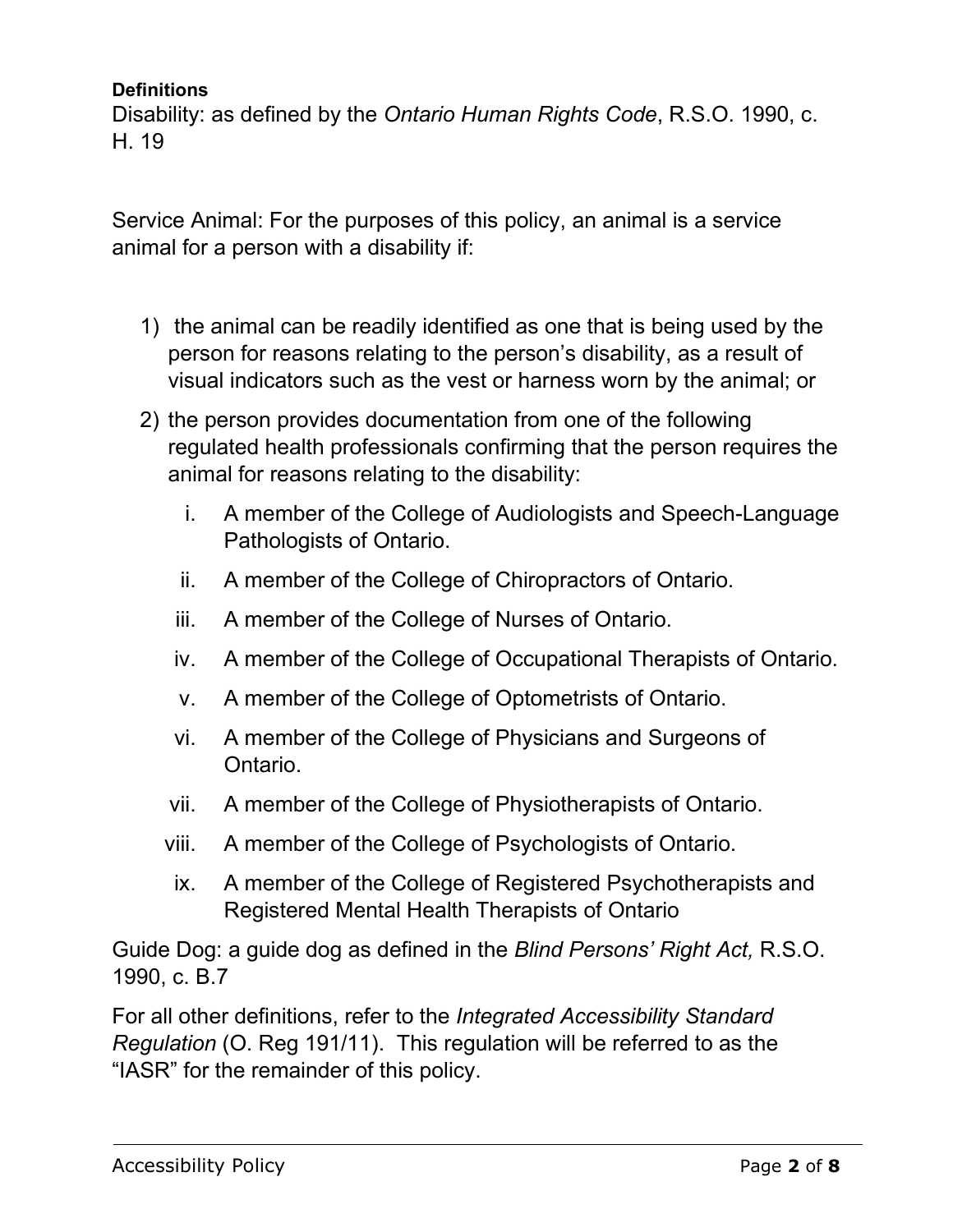**Definitions**

Disability: as defined by the *Ontario Human Rights Code*, R.S.O. 1990, c. H. 19

Service Animal: For the purposes of this policy, an animal is a service animal for a person with a disability if:

1) the animal can be readily identified as one that is being used by the person for reasons relating to the person's disability, as a result of visual indicators such as the vest or harness worn by the animal; or
2) the person provides documentation from one of the following regulated health professionals confirming that the person requires the animal for reasons relating to the disability:
   i. A member of the College of Audiologists and Speech-Language Pathologists of Ontario.
   ii. A member of the College of Chiropractors of Ontario.
   iii. A member of the College of Nurses of Ontario.
   iv. A member of the College of Occupational Therapists of Ontario.
   v. A member of the College of Optometrists of Ontario.
   vi. A member of the College of Physicians and Surgeons of Ontario.
   vii. A member of the College of Physiotherapists of Ontario.
   viii. A member of the College of Psychologists of Ontario.
   ix. A member of the College of Registered Psychotherapists and Registered Mental Health Therapists of Ontario

Guide Dog: a guide dog as defined in the *Blind Persons' Right Act,* R.S.O. 1990, c. B.7

For all other definitions, refer to the *Integrated Accessibility Standard Regulation* (O. Reg 191/11). This regulation will be referred to as the "IASR" for the remainder of this policy.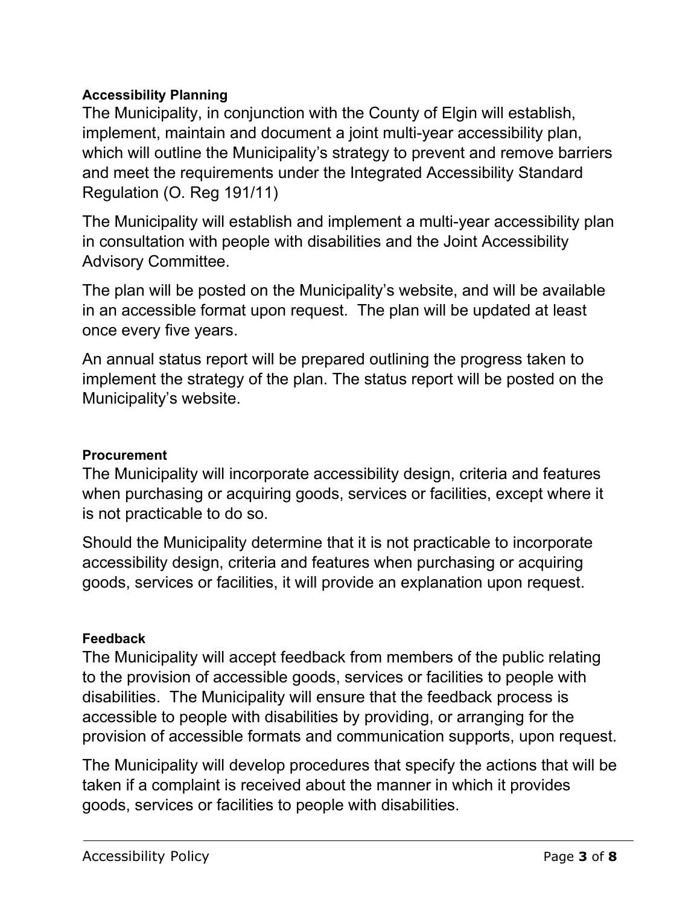**Accessibility Planning**

The Municipality, in conjunction with the County of Elgin will establish, implement, maintain and document a joint multi-year accessibility plan, which will outline the Municipality's strategy to prevent and remove barriers and meet the requirements under the Integrated Accessibility Standard Regulation (O. Reg 191/11)

The Municipality will establish and implement a multi-year accessibility plan in consultation with people with disabilities and the Joint Accessibility Advisory Committee.

The plan will be posted on the Municipality's website, and will be available in an accessible format upon request. The plan will be updated at least once every five years.

An annual status report will be prepared outlining the progress taken to implement the strategy of the plan. The status report will be posted on the Municipality's website.

**Procurement**

The Municipality will incorporate accessibility design, criteria and features when purchasing or acquiring goods, services or facilities, except where it is not practicable to do so.

Should the Municipality determine that it is not practicable to incorporate accessibility design, criteria and features when purchasing or acquiring goods, services or facilities, it will provide an explanation upon request.

**Feedback**

The Municipality will accept feedback from members of the public relating to the provision of accessible goods, services or facilities to people with disabilities. The Municipality will ensure that the feedback process is accessible to people with disabilities by providing, or arranging for the provision of accessible formats and communication supports, upon request.

The Municipality will develop procedures that specify the actions that will be taken if a complaint is received about the manner in which it provides goods, services or facilities to people with disabilities.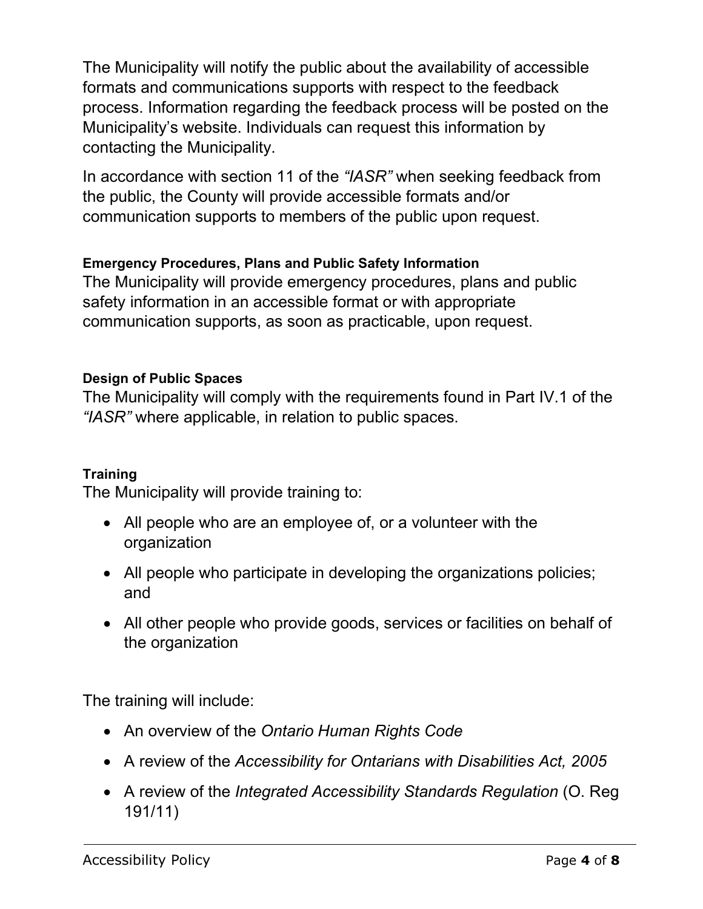The Municipality will notify the public about the availability of accessible formats and communications supports with respect to the feedback process. Information regarding the feedback process will be posted on the Municipality's website. Individuals can request this information by contacting the Municipality.

In accordance with section 11 of the *"IASR"* when seeking feedback from the public, the County will provide accessible formats and/or communication supports to members of the public upon request.

#### Emergency Procedures, Plans and Public Safety Information

The Municipality will provide emergency procedures, plans and public safety information in an accessible format or with appropriate communication supports, as soon as practicable, upon request.

#### Design of Public Spaces

The Municipality will comply with the requirements found in Part IV.1 of the *"IASR"* where applicable, in relation to public spaces.

#### Training

The Municipality will provide training to:

- All people who are an employee of, or a volunteer with the organization
- All people who participate in developing the organizations policies; and
- All other people who provide goods, services or facilities on behalf of the organization

The training will include:

- An overview of the *Ontario Human Rights Code*
- A review of the *Accessibility for Ontarians with Disabilities Act, 2005*
- A review of the *Integrated Accessibility Standards Regulation* (O. Reg 191/11)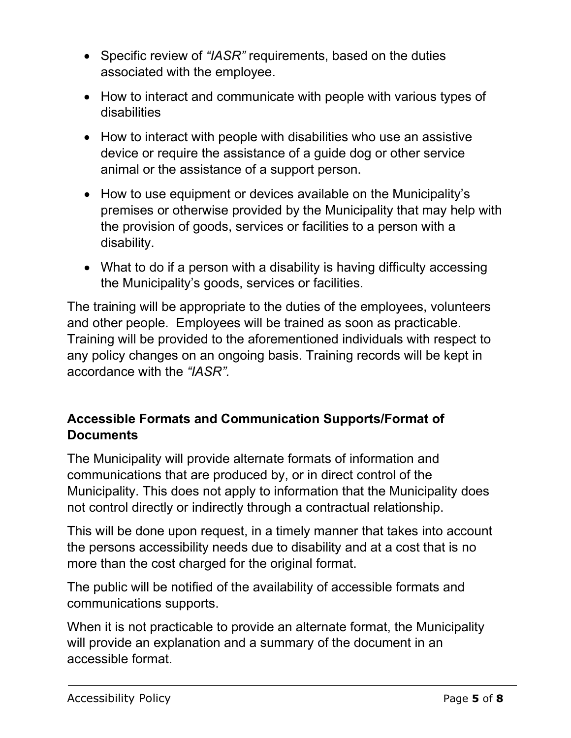- Specific review of *"IASR"* requirements, based on the duties associated with the employee.
- How to interact and communicate with people with various types of disabilities
- How to interact with people with disabilities who use an assistive device or require the assistance of a guide dog or other service animal or the assistance of a support person.
- How to use equipment or devices available on the Municipality's premises or otherwise provided by the Municipality that may help with the provision of goods, services or facilities to a person with a disability.
- What to do if a person with a disability is having difficulty accessing the Municipality's goods, services or facilities.

The training will be appropriate to the duties of the employees, volunteers and other people. Employees will be trained as soon as practicable. Training will be provided to the aforementioned individuals with respect to any policy changes on an ongoing basis. Training records will be kept in accordance with the *"IASR".*

### Accessible Formats and Communication Supports/Format of Documents

The Municipality will provide alternate formats of information and communications that are produced by, or in direct control of the Municipality. This does not apply to information that the Municipality does not control directly or indirectly through a contractual relationship.

This will be done upon request, in a timely manner that takes into account the persons accessibility needs due to disability and at a cost that is no more than the cost charged for the original format.

The public will be notified of the availability of accessible formats and communications supports.

When it is not practicable to provide an alternate format, the Municipality will provide an explanation and a summary of the document in an accessible format.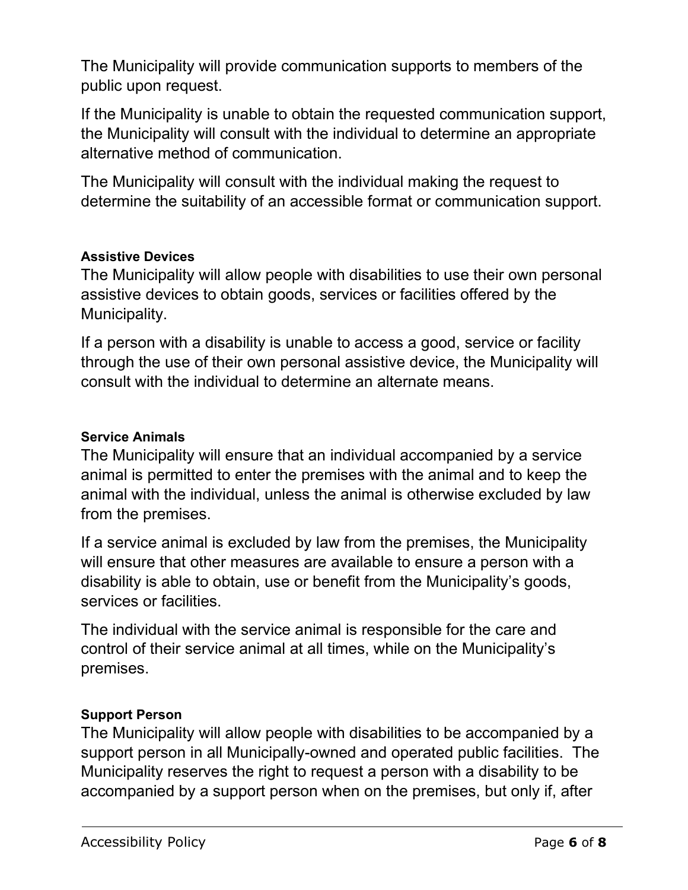The Municipality will provide communication supports to members of the public upon request.

If the Municipality is unable to obtain the requested communication support, the Municipality will consult with the individual to determine an appropriate alternative method of communication.

The Municipality will consult with the individual making the request to determine the suitability of an accessible format or communication support.

#### Assistive Devices

The Municipality will allow people with disabilities to use their own personal assistive devices to obtain goods, services or facilities offered by the Municipality.

If a person with a disability is unable to access a good, service or facility through the use of their own personal assistive device, the Municipality will consult with the individual to determine an alternate means.

#### Service Animals

The Municipality will ensure that an individual accompanied by a service animal is permitted to enter the premises with the animal and to keep the animal with the individual, unless the animal is otherwise excluded by law from the premises.

If a service animal is excluded by law from the premises, the Municipality will ensure that other measures are available to ensure a person with a disability is able to obtain, use or benefit from the Municipality's goods, services or facilities.

The individual with the service animal is responsible for the care and control of their service animal at all times, while on the Municipality's premises.

#### Support Person

The Municipality will allow people with disabilities to be accompanied by a support person in all Municipally-owned and operated public facilities. The Municipality reserves the right to request a person with a disability to be accompanied by a support person when on the premises, but only if, after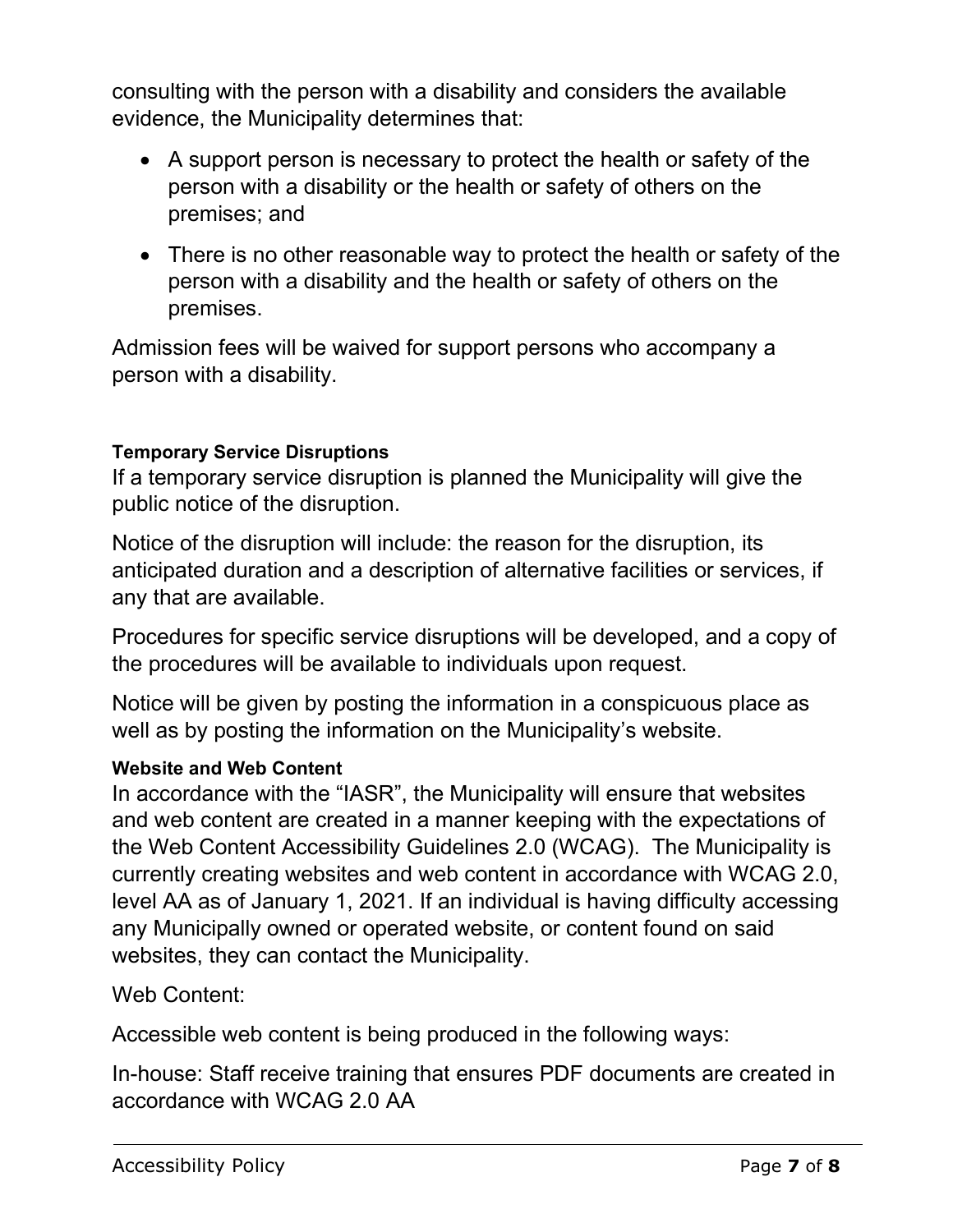consulting with the person with a disability and considers the available evidence, the Municipality determines that:

- A support person is necessary to protect the health or safety of the person with a disability or the health or safety of others on the premises; and
- There is no other reasonable way to protect the health or safety of the person with a disability and the health or safety of others on the premises.

Admission fees will be waived for support persons who accompany a person with a disability.

#### Temporary Service Disruptions

If a temporary service disruption is planned the Municipality will give the public notice of the disruption.

Notice of the disruption will include: the reason for the disruption, its anticipated duration and a description of alternative facilities or services, if any that are available.

Procedures for specific service disruptions will be developed, and a copy of the procedures will be available to individuals upon request.

Notice will be given by posting the information in a conspicuous place as well as by posting the information on the Municipality's website.

#### Website and Web Content

In accordance with the "IASR", the Municipality will ensure that websites and web content are created in a manner keeping with the expectations of the Web Content Accessibility Guidelines 2.0 (WCAG). The Municipality is currently creating websites and web content in accordance with WCAG 2.0, level AA as of January 1, 2021. If an individual is having difficulty accessing any Municipally owned or operated website, or content found on said websites, they can contact the Municipality.

Web Content:

Accessible web content is being produced in the following ways:

In-house: Staff receive training that ensures PDF documents are created in accordance with WCAG 2.0 AA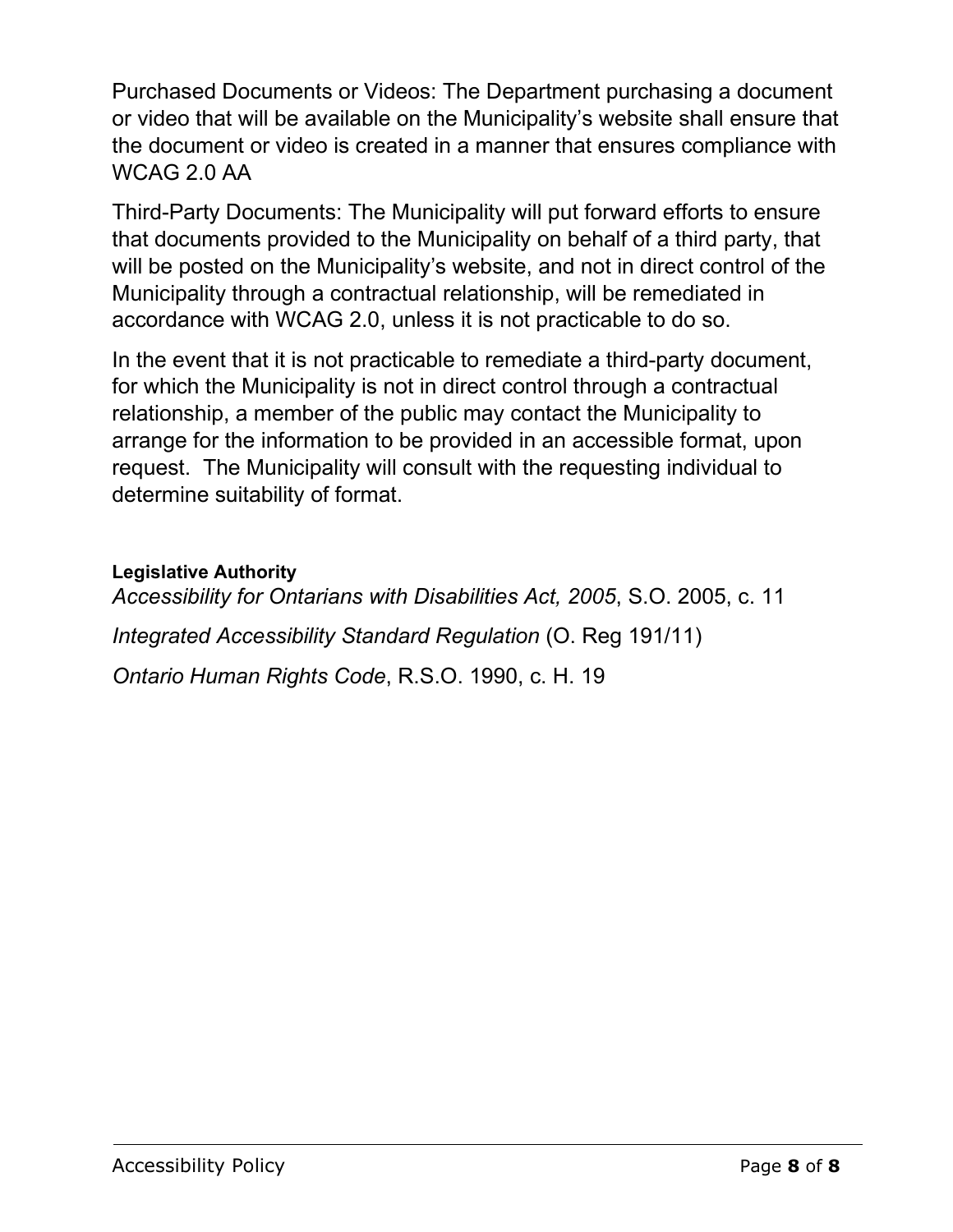Purchased Documents or Videos: The Department purchasing a document or video that will be available on the Municipality's website shall ensure that the document or video is created in a manner that ensures compliance with WCAG 2.0 AA

Third-Party Documents: The Municipality will put forward efforts to ensure that documents provided to the Municipality on behalf of a third party, that will be posted on the Municipality's website, and not in direct control of the Municipality through a contractual relationship, will be remediated in accordance with WCAG 2.0, unless it is not practicable to do so.

In the event that it is not practicable to remediate a third-party document, for which the Municipality is not in direct control through a contractual relationship, a member of the public may contact the Municipality to arrange for the information to be provided in an accessible format, upon request. The Municipality will consult with the requesting individual to determine suitability of format.

**Legislative Authority**

*Accessibility for Ontarians with Disabilities Act, 2005*, S.O. 2005, c. 11

*Integrated Accessibility Standard Regulation* (O. Reg 191/11)

*Ontario Human Rights Code*, R.S.O. 1990, c. H. 19